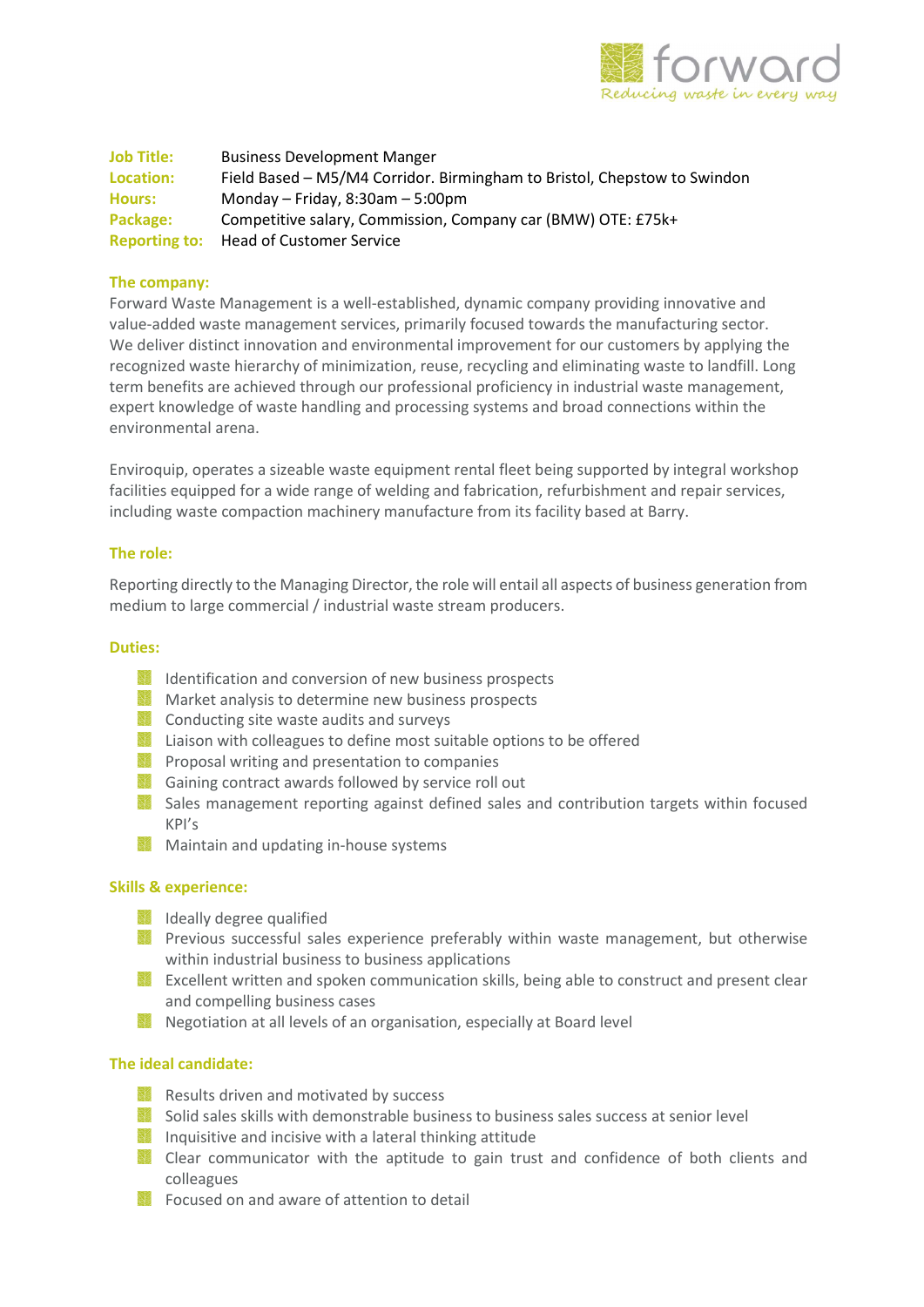forward

*Reducing waste in every way*

**Job Title:** Business Development Manger
**Location:** Field Based – M5/M4 Corridor. Birmingham to Bristol, Chepstow to Swindon
**Hours:** Monday – Friday, 8:30am – 5:00pm
**Package:** Competitive salary, Commission, Company car (BMW) OTE: £75k+
**Reporting to:** Head of Customer Service

## The company:

Forward Waste Management is a well-established, dynamic company providing innovative and value-added waste management services, primarily focused towards the manufacturing sector. We deliver distinct innovation and environmental improvement for our customers by applying the recognized waste hierarchy of minimization, reuse, recycling and eliminating waste to landfill. Long term benefits are achieved through our professional proficiency in industrial waste management, expert knowledge of waste handling and processing systems and broad connections within the environmental arena.

Enviroquip, operates a sizeable waste equipment rental fleet being supported by integral workshop facilities equipped for a wide range of welding and fabrication, refurbishment and repair services, including waste compaction machinery manufacture from its facility based at Barry.

## The role:

Reporting directly to the Managing Director, the role will entail all aspects of business generation from medium to large commercial / industrial waste stream producers.

## Duties:

- Identification and conversion of new business prospects
- Market analysis to determine new business prospects
- Conducting site waste audits and surveys
- Liaison with colleagues to define most suitable options to be offered
- Proposal writing and presentation to companies
- Gaining contract awards followed by service roll out
- Sales management reporting against defined sales and contribution targets within focused KPI's
- Maintain and updating in-house systems

## Skills & experience:

- Ideally degree qualified
- Previous successful sales experience preferably within waste management, but otherwise within industrial business to business applications
- Excellent written and spoken communication skills, being able to construct and present clear and compelling business cases
- Negotiation at all levels of an organisation, especially at Board level

## The ideal candidate:

- Results driven and motivated by success
- Solid sales skills with demonstrable business to business sales success at senior level
- Inquisitive and incisive with a lateral thinking attitude
- Clear communicator with the aptitude to gain trust and confidence of both clients and colleagues
- Focused on and aware of attention to detail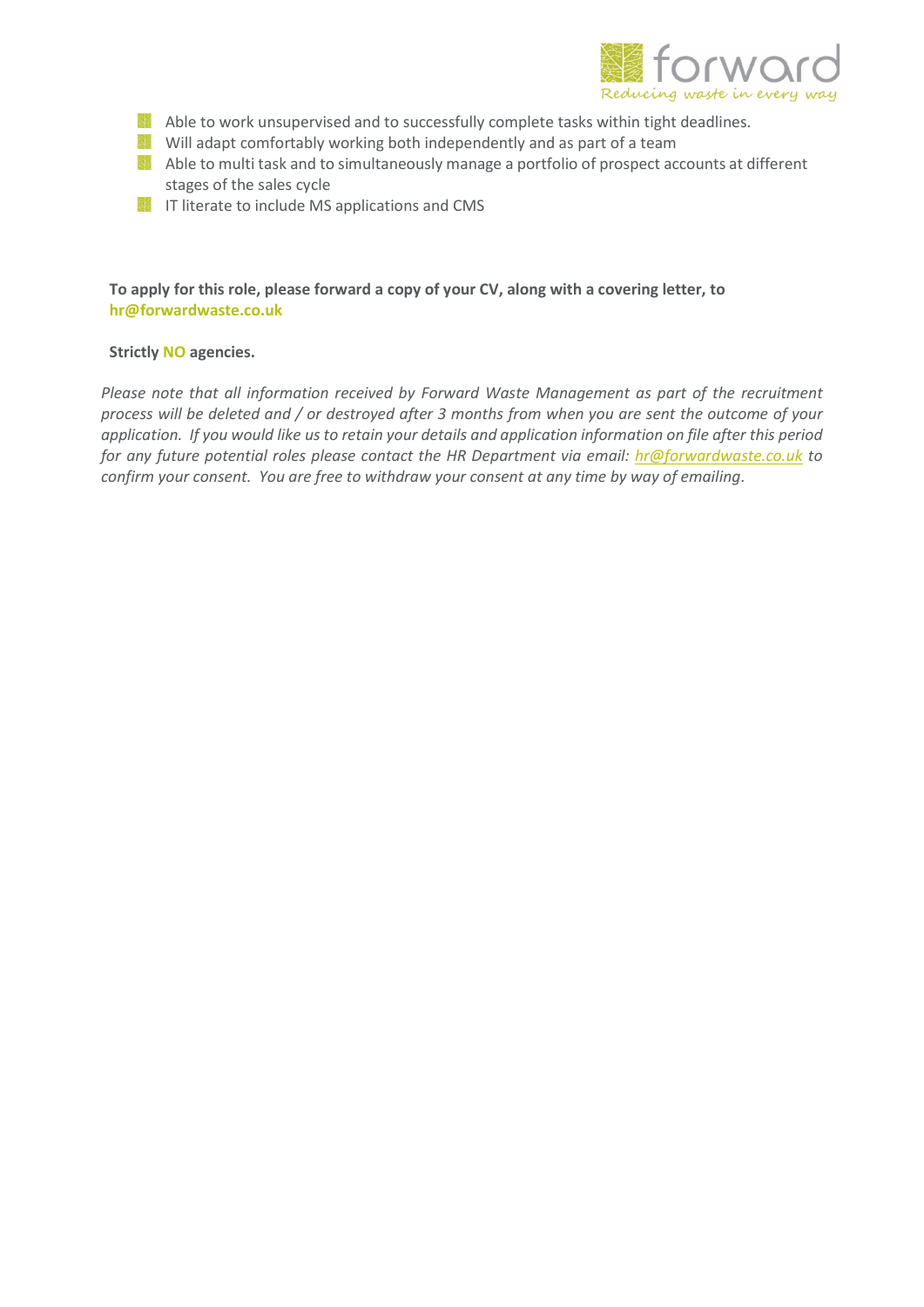- Able to work unsupervised and to successfully complete tasks within tight deadlines.
- Will adapt comfortably working both independently and as part of a team
- Able to multi task and to simultaneously manage a portfolio of prospect accounts at different stages of the sales cycle
- IT literate to include MS applications and CMS

**To apply for this role, please forward a copy of your CV, along with a covering letter, to hr@forwardwaste.co.uk**

**Strictly NO agencies.**

*Please note that all information received by Forward Waste Management as part of the recruitment process will be deleted and / or destroyed after 3 months from when you are sent the outcome of your application. If you would like us to retain your details and application information on file after this period for any future potential roles please contact the HR Department via email: hr@forwardwaste.co.uk to confirm your consent. You are free to withdraw your consent at any time by way of emailing.*